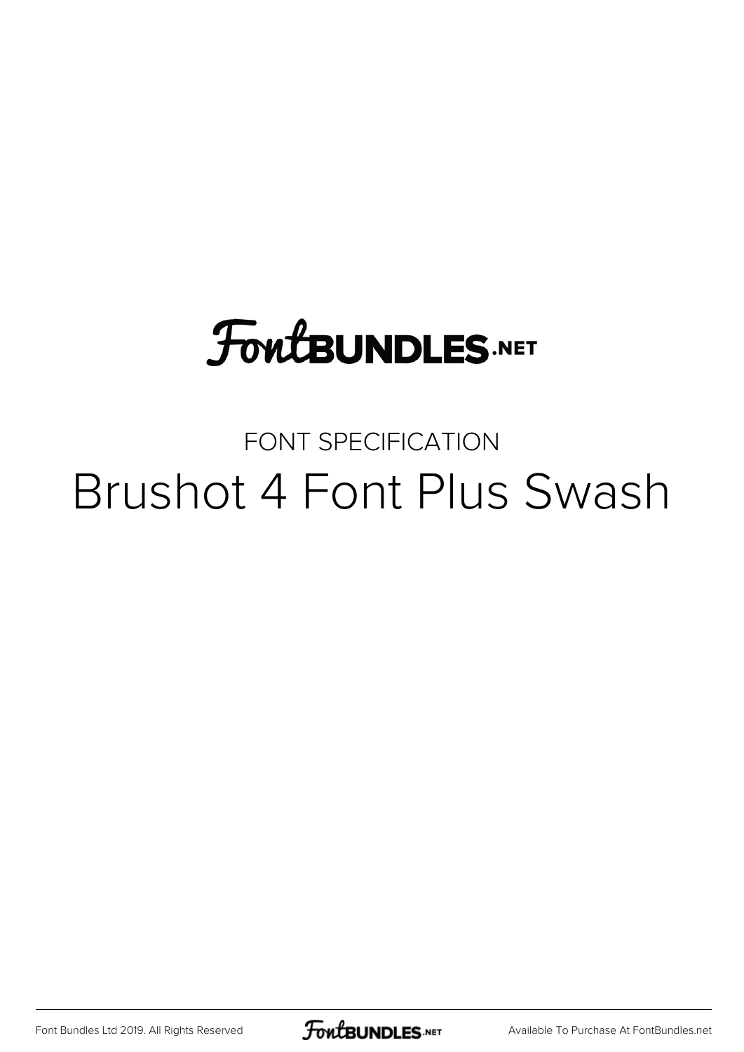FontBUNDLES.NET

FONT SPECIFICATION

# Brushot 4 Font Plus Swash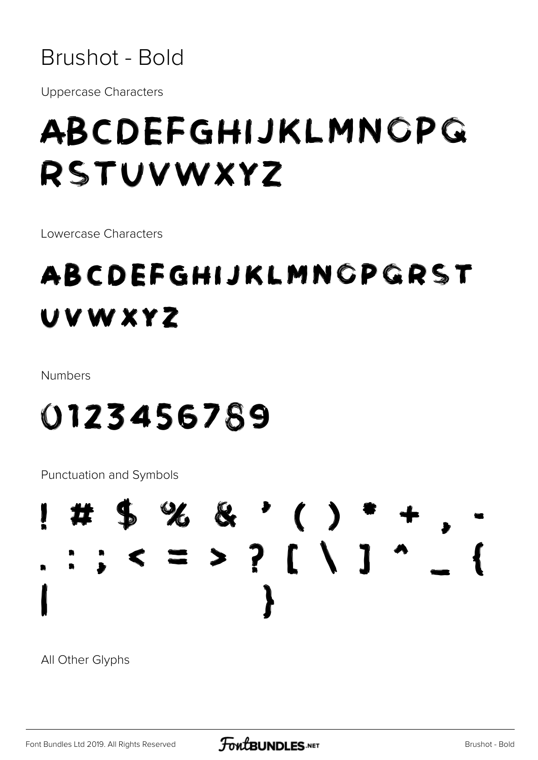# Brushot - Bold

Uppercase Characters

ABCDEFGHIJKLMNOPQ
RSTUVWXYZ

Lowercase Characters

ABCDEFGHIJKLMNOPQRST
UVWXYZ

Numbers

0123456789

Punctuation and Symbols

! # $ % & ' ( ) * + , -
. : ; < = > ? [ \ ] ^ _ {
| }

All Other Glyphs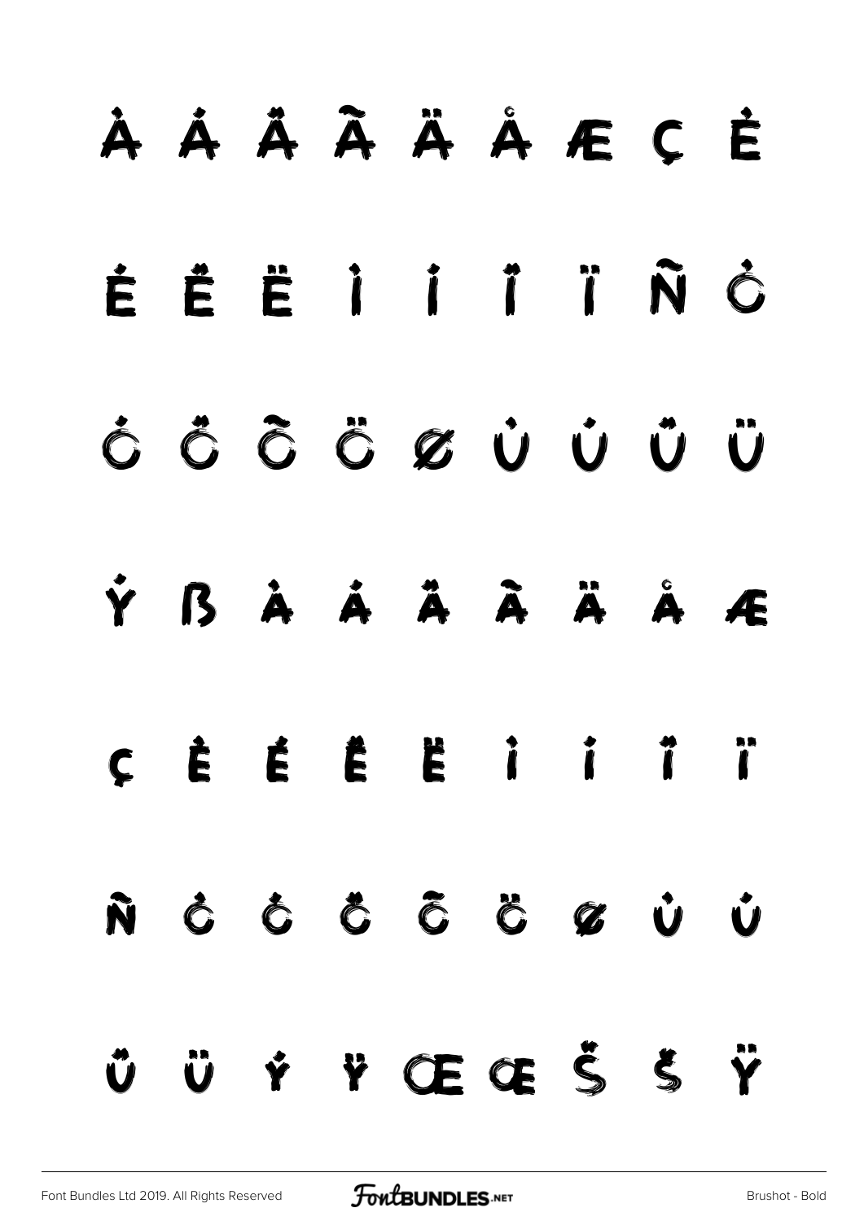À Á Â Ã Ä Å Æ Ç È

É Ê Ë Ì Í Î Ï Ñ Ò

Ó Ô Õ Ö Ø Ù Ú Û Ü

Ý ß à á â ã ä å æ

ç è é ê ë ì í î ï

ñ ò ó ô õ ö ø ù ú

û ü ý ÿ Œ œ Š š Ÿ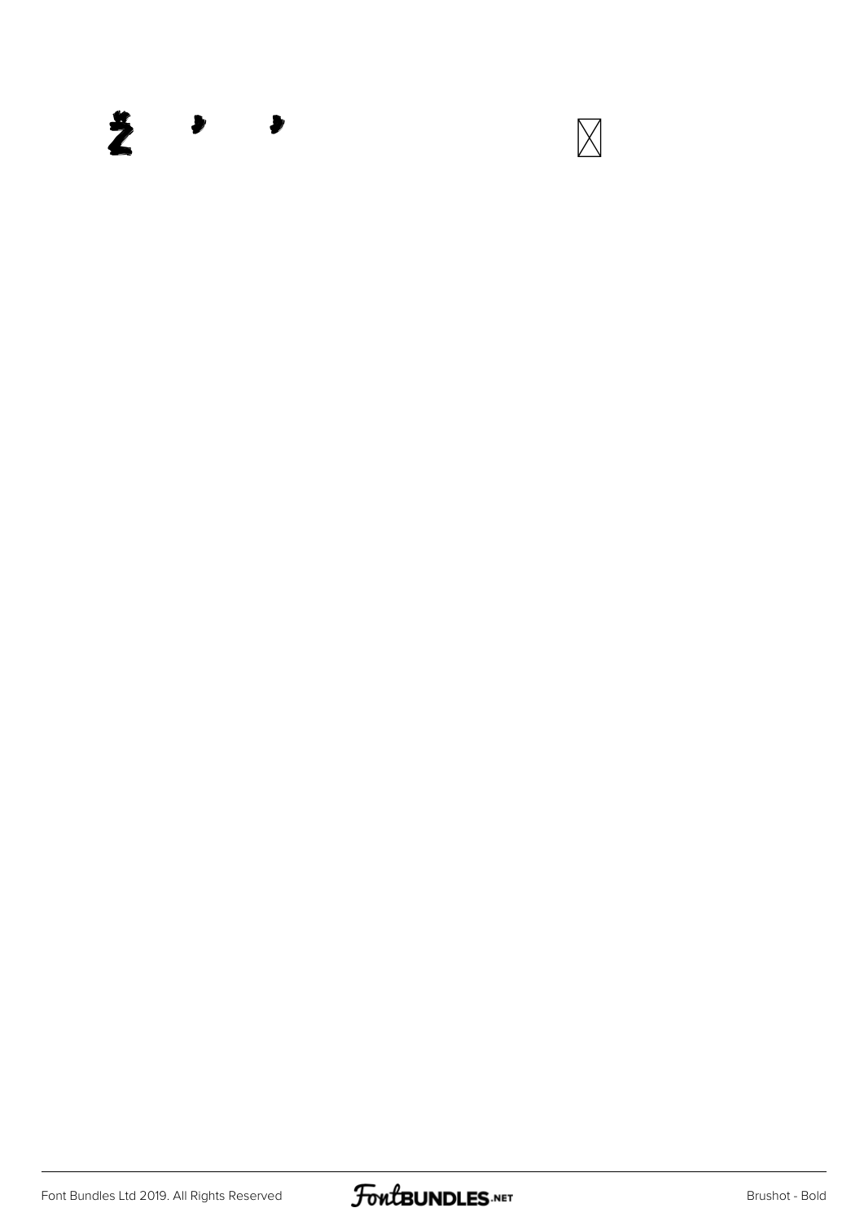Ž ’ ’ ⌧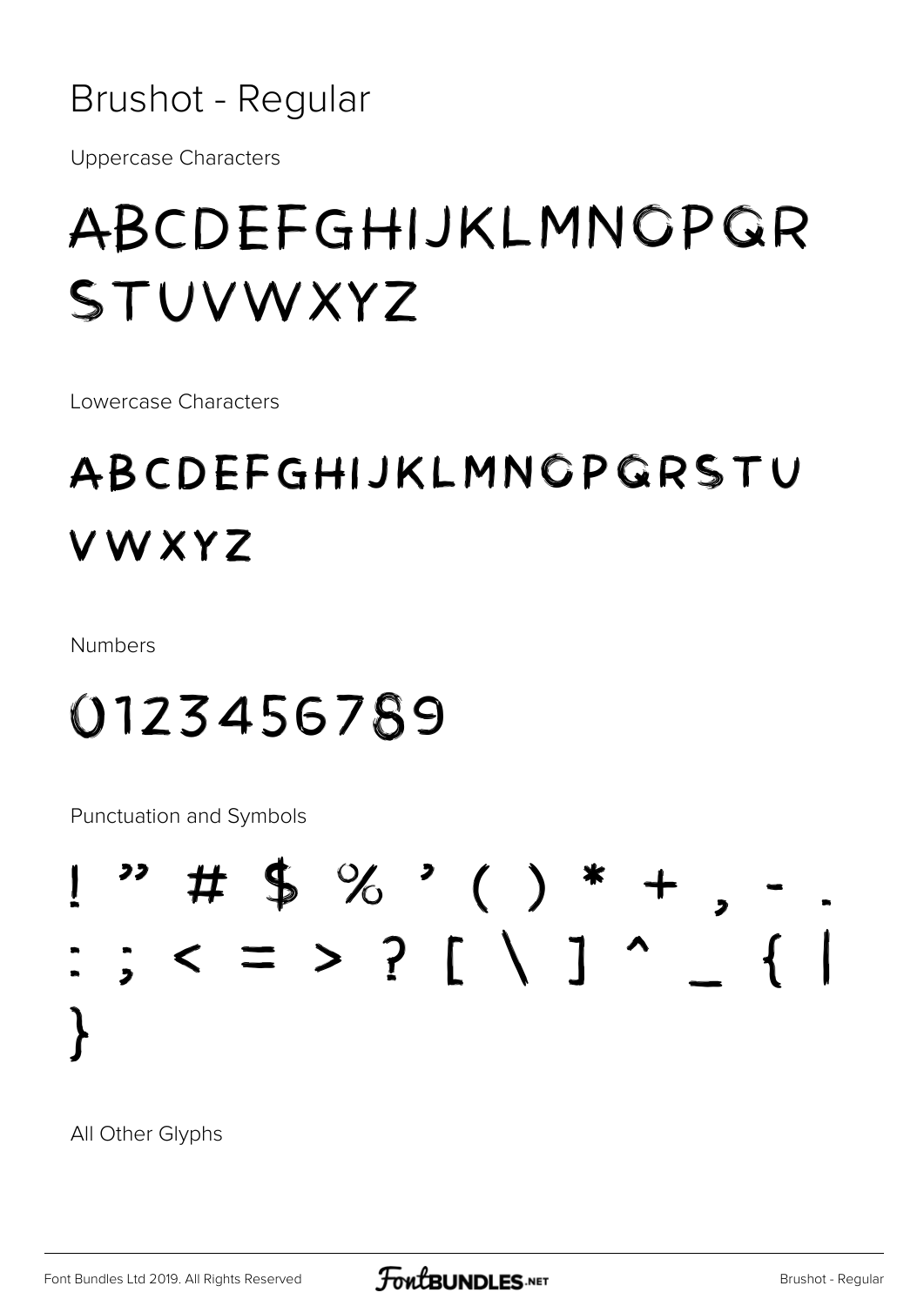# Brushot - Regular

Uppercase Characters

## ABCDEFGHIJKLMNOPQR STUVWXYZ

Lowercase Characters

## abcdefghijklmnopqrstu vwxyz

Numbers

## 0123456789

Punctuation and Symbols

## ! " # $ % ' ( ) * + , - . : ; < = > ? [ \ ] ^ _ { | }

All Other Glyphs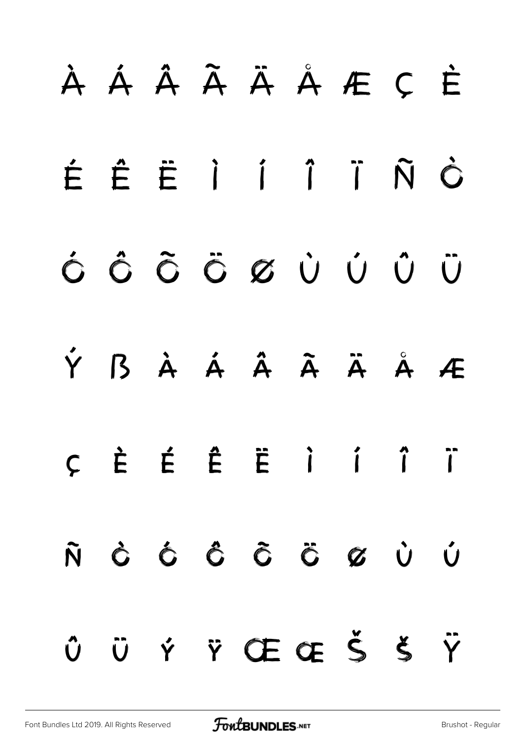À Á Â Ã Ä Å Æ Ç È

É Ê Ë Ì Í Î Ï Ñ Ò

Ó Ô Õ Ö Ø Ù Ú Û Ü

Ý ß à á â ã ä å æ

ç è é ê ë ì í î ï

ñ ò ó ô õ ö ø ù ú

û ü ý ÿ Œ œ Š š Ÿ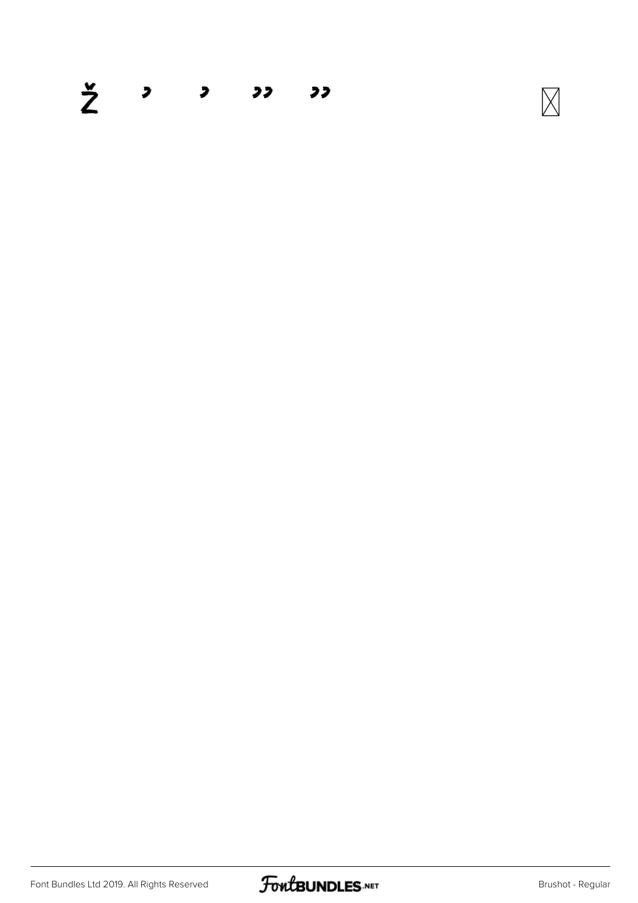Ž ' ‚ " „ ⊠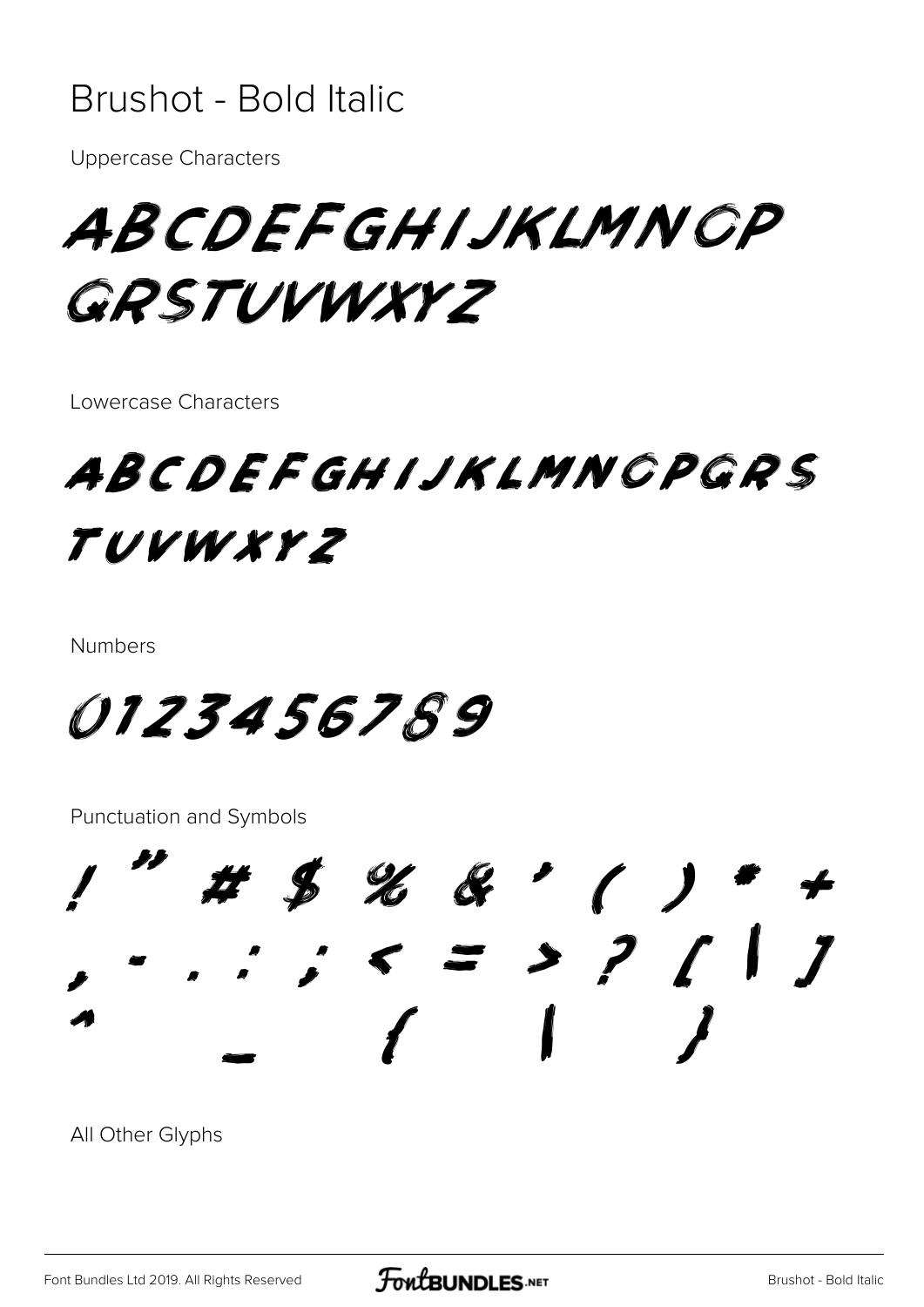# Brushot - Bold Italic

Uppercase Characters

ABCDEFGHIJKLMNOP
QRSTUVWXYZ

Lowercase Characters

ABCDEFGHIJKLMNOPQRS
TUVWXYZ

Numbers

0123456789

Punctuation and Symbols

! " # $ % & ' ( ) * +
, - . : ; < = > ? [ | ]
^ _ { | }

All Other Glyphs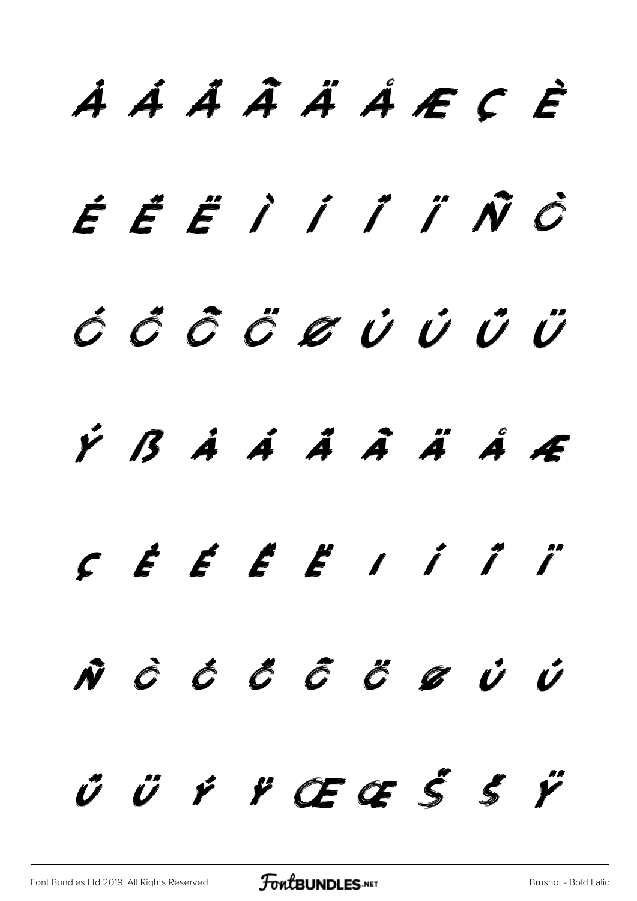À Á Â Ã Ä Å Æ Ç È

É Ê Ë Ì Í Î Ï Ñ Ò

Ó Ô Õ Ö Ø Ù Ú Û Ü

Ý ß à á â ã ä å æ

ç è é ê ë ì í î ï

ñ ò ó ô õ ö ø ù ú

û ü ý ÿ Œ œ Š š Ÿ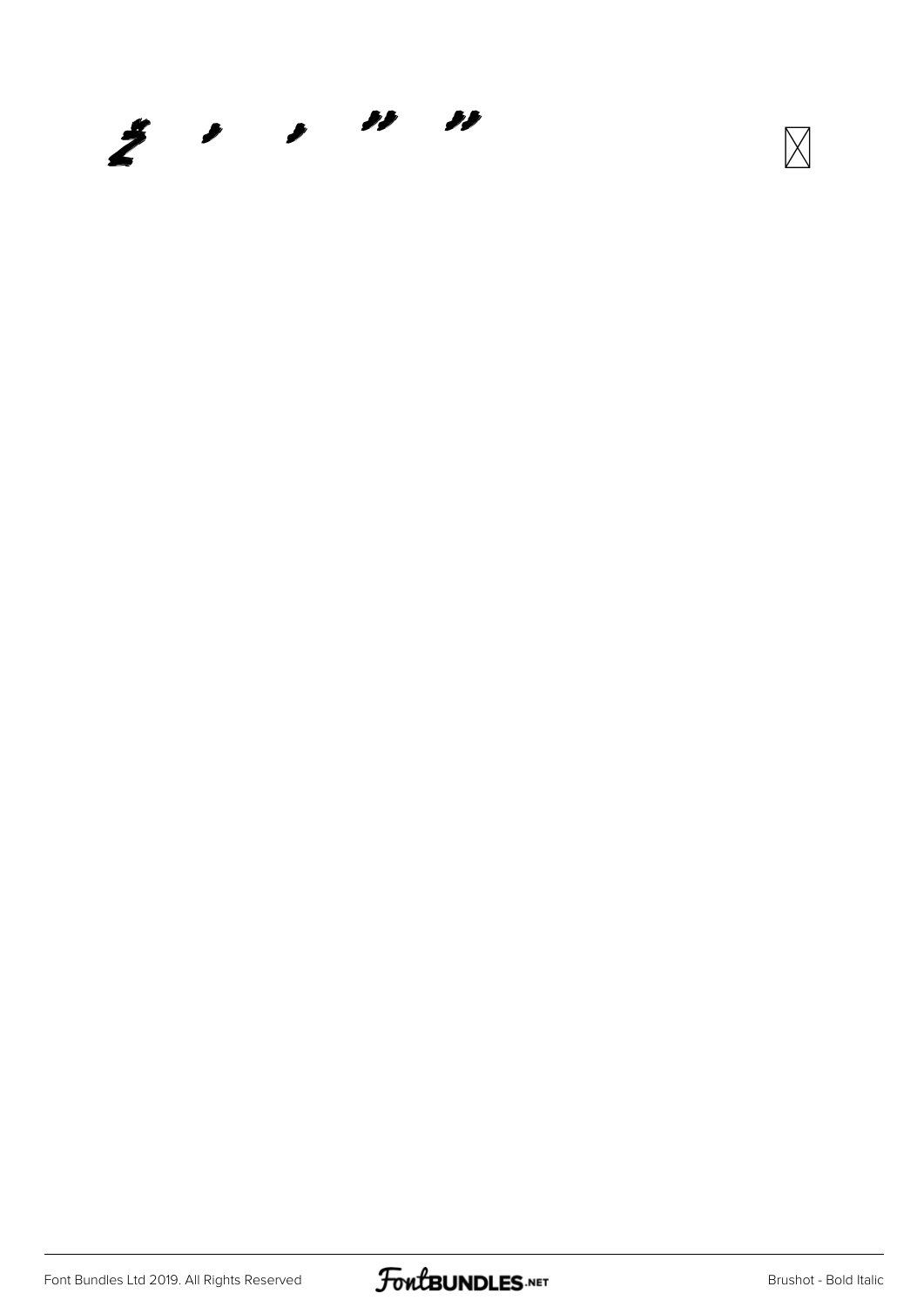Ž ‚ ’ „ ”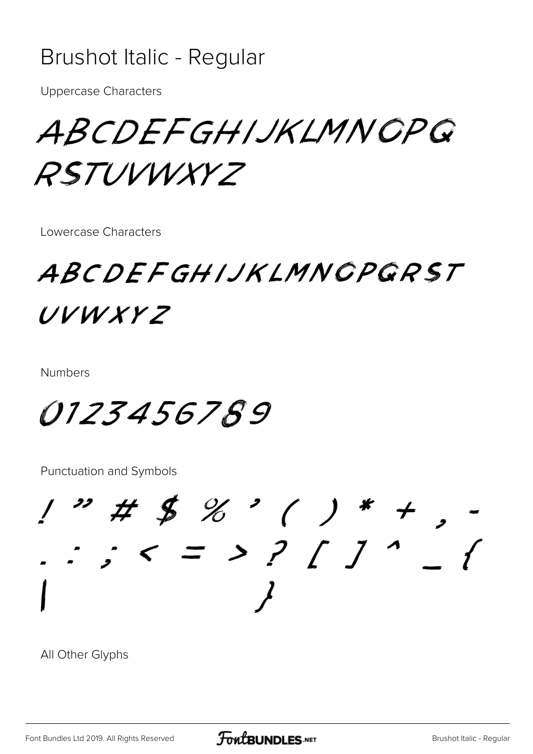# Brushot Italic - Regular

Uppercase Characters

ABCDEFGHIJKLMNOPQ
RSTUVWXYZ

Lowercase Characters

ABCDEFGHIJKLMNOPQRST
UVWXYZ

Numbers

0123456789

Punctuation and Symbols

! " # $ % ' ( ) * + , -
. : ; < = > ? [ ] ^ _ {
| }

All Other Glyphs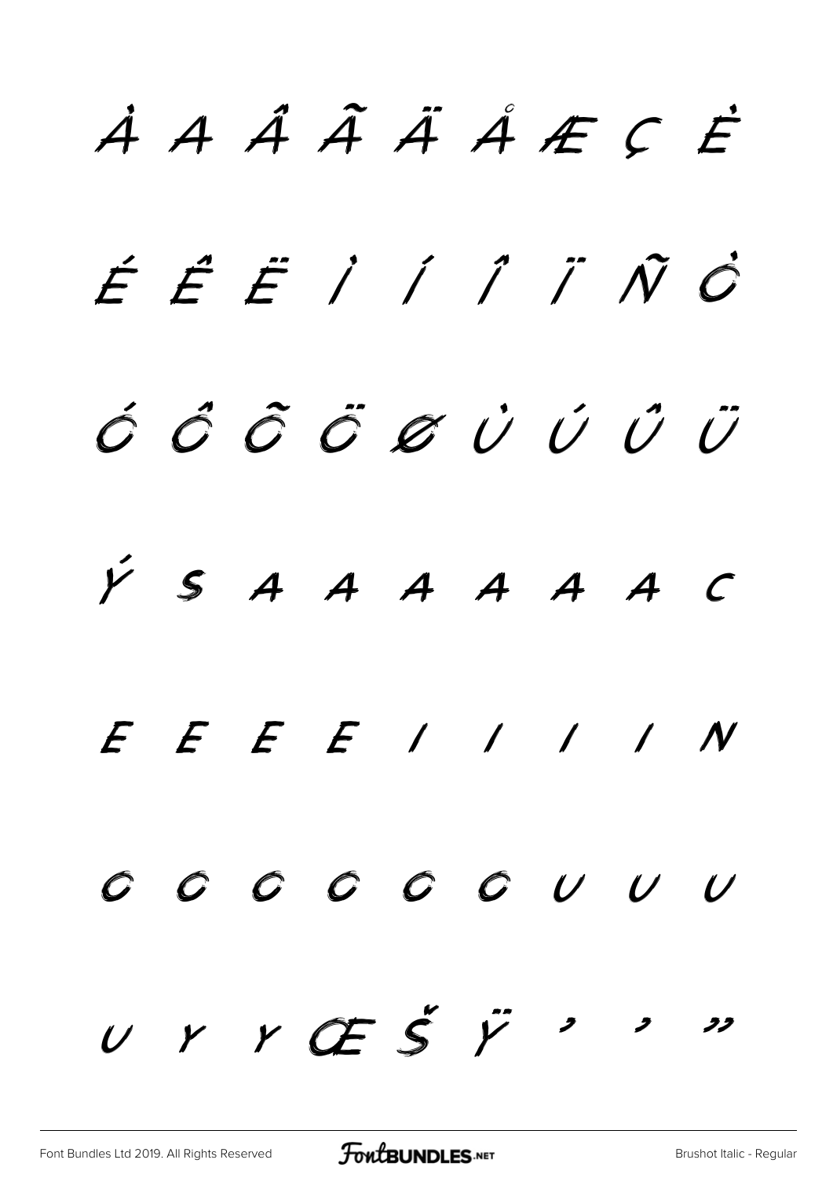À Á Â Ã Ä Å Æ Ç È

É Ê Ë Ì Í Î Ï Ñ Ò

Ó Ô Õ Ö Ø Ù Ú Û Ü

Ý ß à á â ã ä å ç

è é ê ë ì í î ï ñ

ò ó ô õ ö ø ù ú û

ü ý ÿ Œ Š Ÿ ' ' "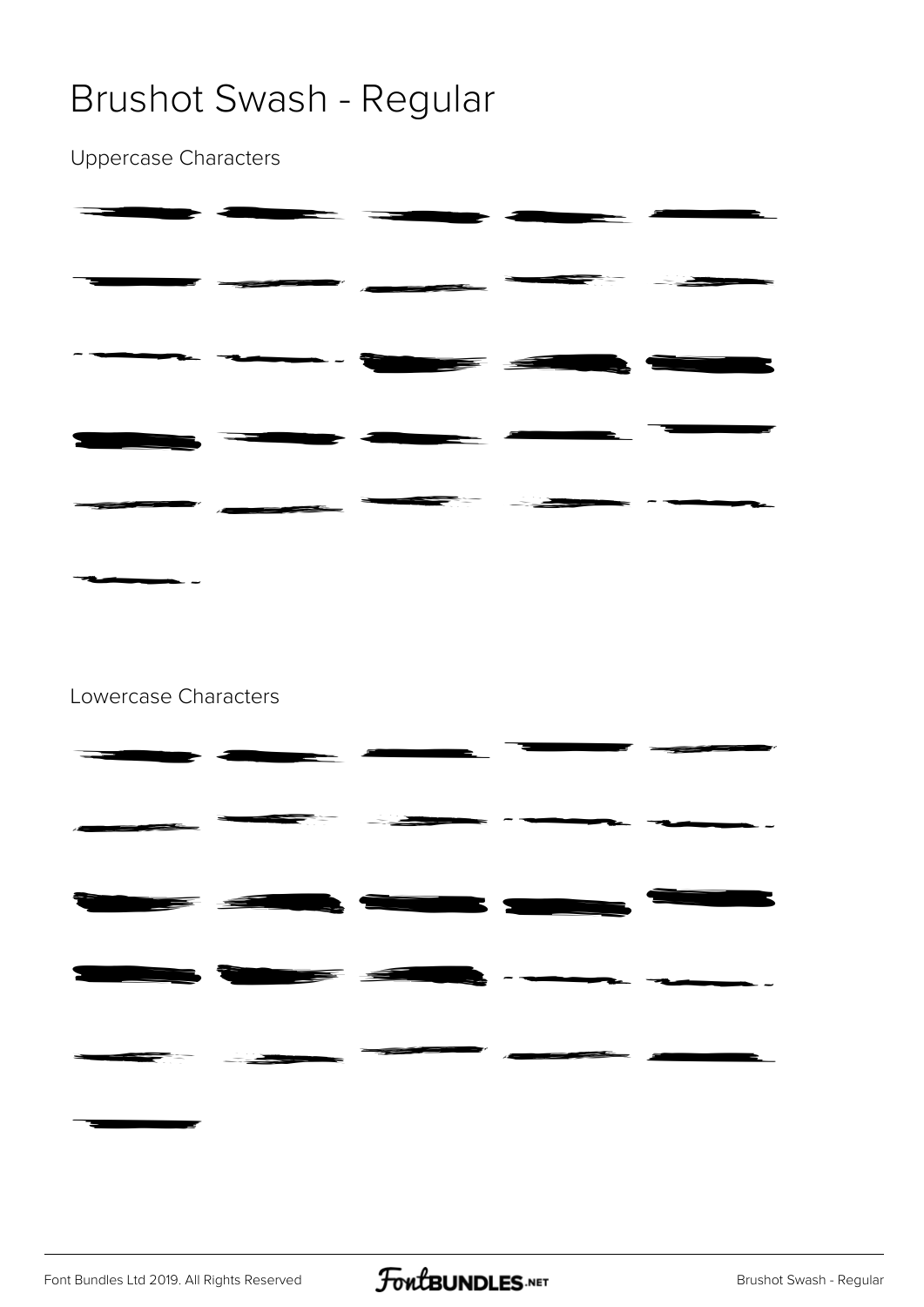# Brushot Swash - Regular

Uppercase Characters

Lowercase Characters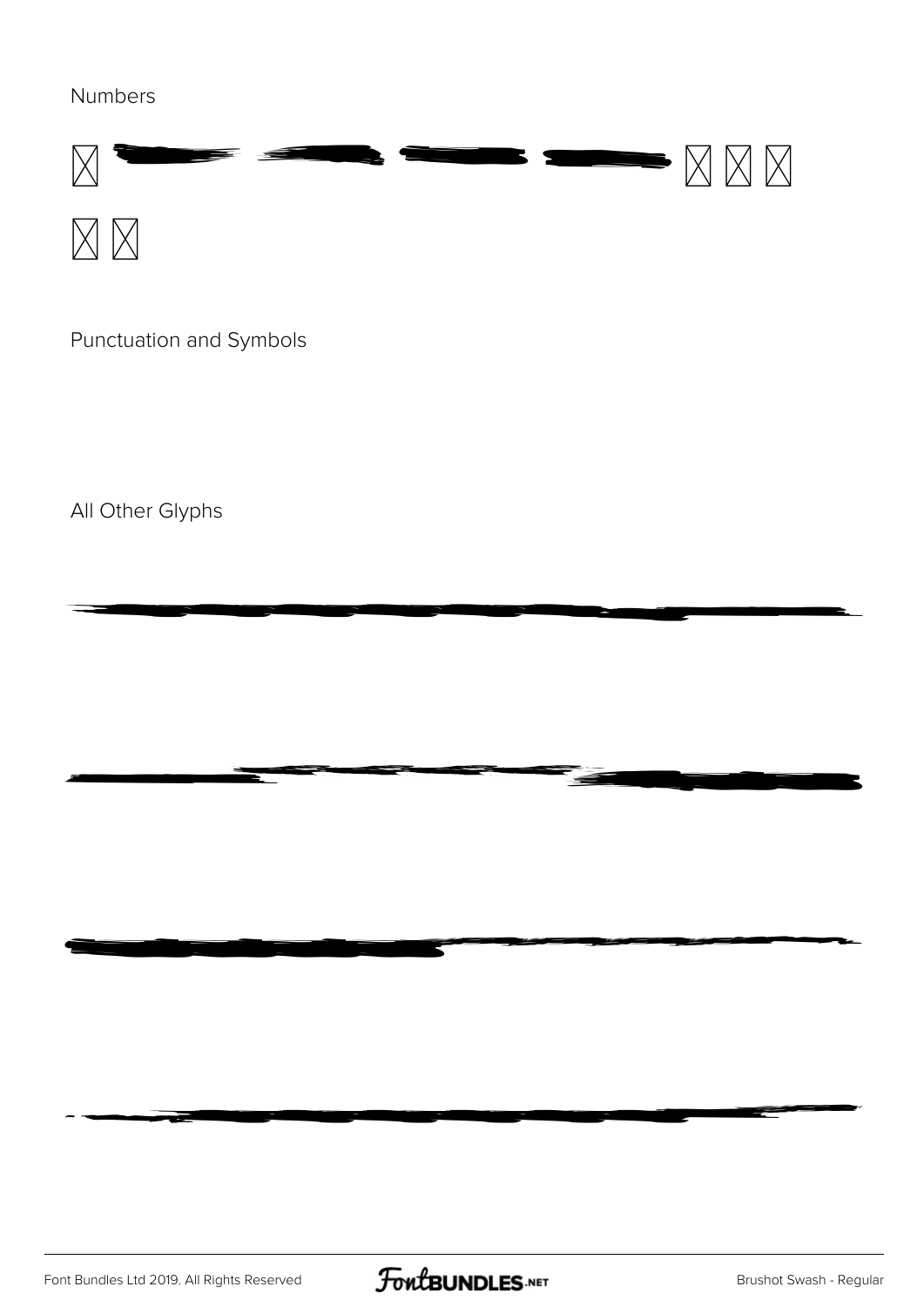Numbers

Punctuation and Symbols

All Other Glyphs